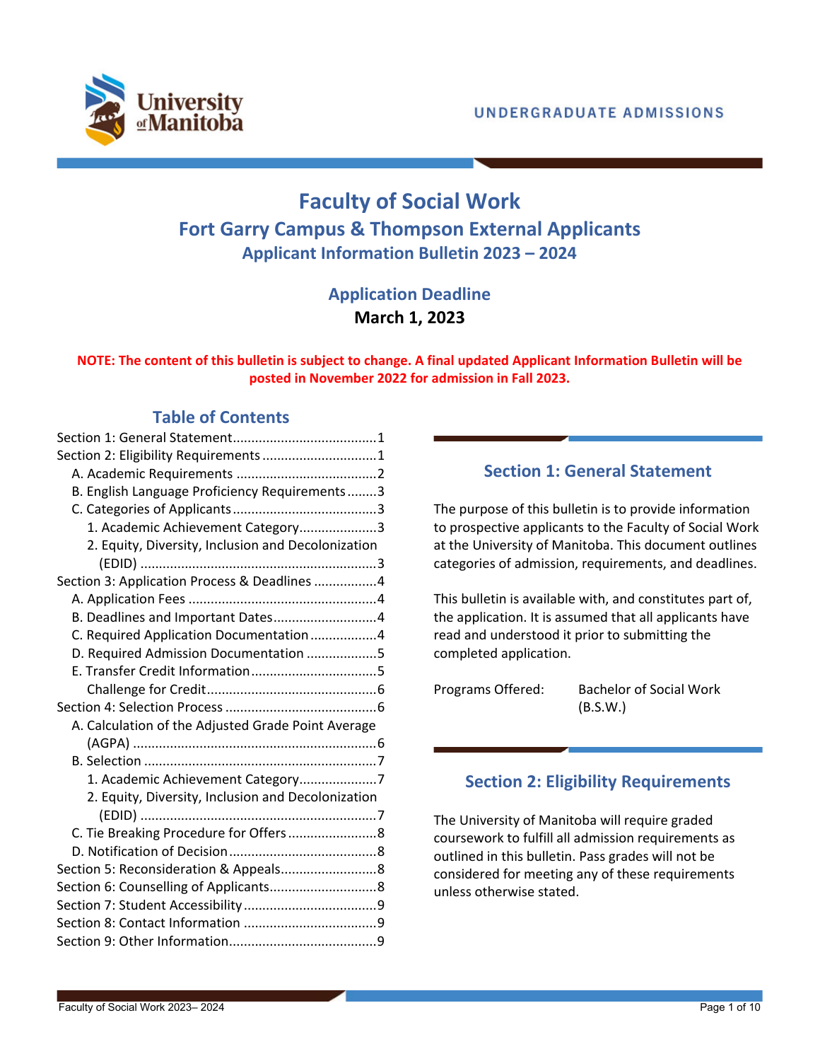UNDERGRADUATE ADMISSIONS

# Faculty of Social Work

## Fort Garry Campus & Thompson External Applicants

### Applicant Information Bulletin 2023 – 2024

### Application Deadline

**March 1, 2023**

**NOTE: The content of this bulletin is subject to change. A final updated Applicant Information Bulletin will be posted in November 2022 for admission in Fall 2023.**

## Table of Contents

Section 1: General Statement....................................1
Section 2: Eligibility Requirements ...........................1
- A. Academic Requirements ...................................2
- B. English Language Proficiency Requirements........3
- C. Categories of Applicants....................................3
  - 1. Academic Achievement Category....................3
  - 2. Equity, Diversity, Inclusion and Decolonization (EDID) ..........................................................3

Section 3: Application Process & Deadlines ................4
- A. Application Fees ................................................4
- B. Deadlines and Important Dates...........................4
- C. Required Application Documentation.................4
- D. Required Admission Documentation ..................5
- E. Transfer Credit Information.................................5
  - Challenge for Credit.............................................6

Section 4: Selection Process .......................................6
- A. Calculation of the Adjusted Grade Point Average (AGPA) ...............................................................6
- B. Selection .............................................................7
  - 1. Academic Achievement Category....................7
  - 2. Equity, Diversity, Inclusion and Decolonization (EDID) ..........................................................7
- C. Tie Breaking Procedure for Offers ......................8
- D. Notification of Decision ......................................8

Section 5: Reconsideration & Appeals.........................8
Section 6: Counselling of Applicants............................8
Section 7: Student Accessibility...................................9
Section 8: Contact Information ...................................9
Section 9: Other Information.......................................9

## Section 1: General Statement

The purpose of this bulletin is to provide information to prospective applicants to the Faculty of Social Work at the University of Manitoba. This document outlines categories of admission, requirements, and deadlines.

This bulletin is available with, and constitutes part of, the application. It is assumed that all applicants have read and understood it prior to submitting the completed application.

Programs Offered: Bachelor of Social Work (B.S.W.)

## Section 2: Eligibility Requirements

The University of Manitoba will require graded coursework to fulfill all admission requirements as outlined in this bulletin. Pass grades will not be considered for meeting any of these requirements unless otherwise stated.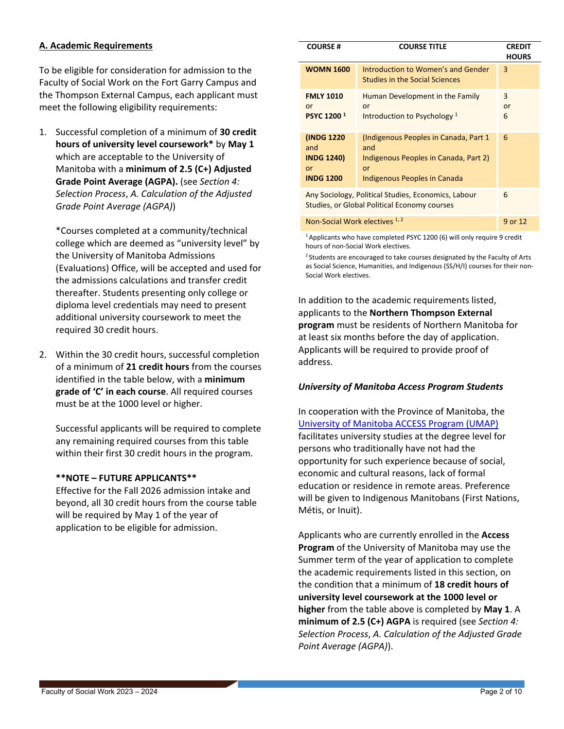## A. Academic Requirements

To be eligible for consideration for admission to the Faculty of Social Work on the Fort Garry Campus and the Thompson External Campus, each applicant must meet the following eligibility requirements:

1. Successful completion of a minimum of **30 credit hours of university level coursework*** by **May 1** which are acceptable to the University of Manitoba with a **minimum of 2.5 (C+) Adjusted Grade Point Average (AGPA).** (see *Section 4: Selection Process*, *A. Calculation of the Adjusted Grade Point Average (AGPA)*)

   *Courses completed at a community/technical college which are deemed as "university level" by the University of Manitoba Admissions (Evaluations) Office, will be accepted and used for the admissions calculations and transfer credit thereafter. Students presenting only college or diploma level credentials may need to present additional university coursework to meet the required 30 credit hours.

2. Within the 30 credit hours, successful completion of a minimum of **21 credit hours** from the courses identified in the table below, with a **minimum grade of 'C' in each course**. All required courses must be at the 1000 level or higher.

   Successful applicants will be required to complete any remaining required courses from this table within their first 30 credit hours in the program.

   ****NOTE – FUTURE APPLICANTS****
   Effective for the Fall 2026 admission intake and beyond, all 30 credit hours from the course table will be required by May 1 of the year of application to be eligible for admission.

| COURSE # | COURSE TITLE | CREDIT HOURS |
|---|---|---|
| **WOMN 1600** | Introduction to Women's and Gender Studies in the Social Sciences | 3 |
| **FMLY 1010** or **PSYC 1200** [1] | Human Development in the Family or Introduction to Psychology [1] | 3 or 6 |
| **(INDG 1220** and **INDG 1240)** or **INDG 1200** | (Indigenous Peoples in Canada, Part 1 and Indigenous Peoples in Canada, Part 2) or Indigenous Peoples in Canada | 6 |
| Any Sociology, Political Studies, Economics, Labour Studies, or Global Political Economy courses | | 6 |
| Non-Social Work electives [1, 2] | | 9 or 12 |

[1] Applicants who have completed PSYC 1200 (6) will only require 9 credit hours of non-Social Work electives.

[2] Students are encouraged to take courses designated by the Faculty of Arts as Social Science, Humanities, and Indigenous (SS/H/I) courses for their non-Social Work electives.

In addition to the academic requirements listed, applicants to the **Northern Thompson External program** must be residents of Northern Manitoba for at least six months before the day of application. Applicants will be required to provide proof of address.

### *University of Manitoba Access Program Students*

In cooperation with the Province of Manitoba, the University of Manitoba ACCESS Program (UMAP) facilitates university studies at the degree level for persons who traditionally have not had the opportunity for such experience because of social, economic and cultural reasons, lack of formal education or residence in remote areas. Preference will be given to Indigenous Manitobans (First Nations, Métis, or Inuit).

Applicants who are currently enrolled in the **Access Program** of the University of Manitoba may use the Summer term of the year of application to complete the academic requirements listed in this section, on the condition that a minimum of **18 credit hours of university level coursework at the 1000 level or higher** from the table above is completed by **May 1**. A **minimum of 2.5 (C+) AGPA** is required (see *Section 4: Selection Process*, *A. Calculation of the Adjusted Grade Point Average (AGPA)*).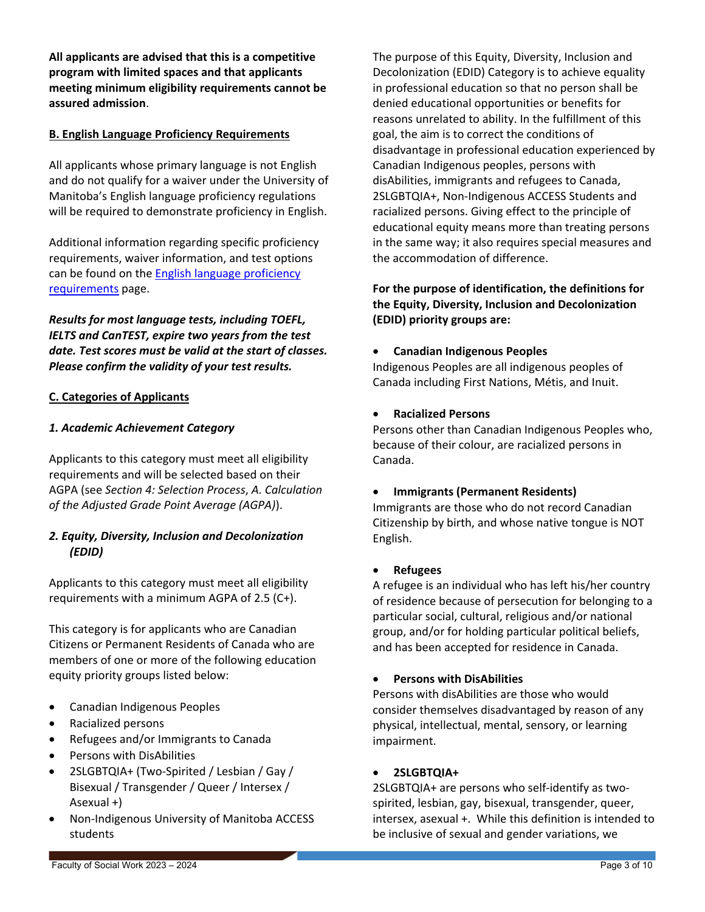**All applicants are advised that this is a competitive program with limited spaces and that applicants meeting minimum eligibility requirements cannot be assured admission**.

**B. English Language Proficiency Requirements**

All applicants whose primary language is not English and do not qualify for a waiver under the University of Manitoba's English language proficiency regulations will be required to demonstrate proficiency in English.

Additional information regarding specific proficiency requirements, waiver information, and test options can be found on the [English language proficiency requirements](English language proficiency requirements) page.

***Results for most language tests, including TOEFL, IELTS and CanTEST, expire two years from the test date. Test scores must be valid at the start of classes. Please confirm the validity of your test results.***

**C. Categories of Applicants**

***1. Academic Achievement Category***

Applicants to this category must meet all eligibility requirements and will be selected based on their AGPA (see *Section 4: Selection Process*, *A. Calculation of the Adjusted Grade Point Average (AGPA)*).

***2. Equity, Diversity, Inclusion and Decolonization (EDID)***

Applicants to this category must meet all eligibility requirements with a minimum AGPA of 2.5 (C+).

This category is for applicants who are Canadian Citizens or Permanent Residents of Canada who are members of one or more of the following education equity priority groups listed below:

- Canadian Indigenous Peoples
- Racialized persons
- Refugees and/or Immigrants to Canada
- Persons with DisAbilities
- 2SLGBTQIA+ (Two-Spirited / Lesbian / Gay / Bisexual / Transgender / Queer / Intersex / Asexual +)
- Non-Indigenous University of Manitoba ACCESS students

The purpose of this Equity, Diversity, Inclusion and Decolonization (EDID) Category is to achieve equality in professional education so that no person shall be denied educational opportunities or benefits for reasons unrelated to ability. In the fulfillment of this goal, the aim is to correct the conditions of disadvantage in professional education experienced by Canadian Indigenous peoples, persons with disAbilities, immigrants and refugees to Canada, 2SLGBTQIA+, Non-Indigenous ACCESS Students and racialized persons. Giving effect to the principle of educational equity means more than treating persons in the same way; it also requires special measures and the accommodation of difference.

**For the purpose of identification, the definitions for the Equity, Diversity, Inclusion and Decolonization (EDID) priority groups are:**

- **Canadian Indigenous Peoples**

Indigenous Peoples are all indigenous peoples of Canada including First Nations, Métis, and Inuit.

- **Racialized Persons**

Persons other than Canadian Indigenous Peoples who, because of their colour, are racialized persons in Canada.

- **Immigrants (Permanent Residents)**

Immigrants are those who do not record Canadian Citizenship by birth, and whose native tongue is NOT English.

- **Refugees**

A refugee is an individual who has left his/her country of residence because of persecution for belonging to a particular social, cultural, religious and/or national group, and/or for holding particular political beliefs, and has been accepted for residence in Canada.

- **Persons with DisAbilities**

Persons with disAbilities are those who would consider themselves disadvantaged by reason of any physical, intellectual, mental, sensory, or learning impairment.

- **2SLGBTQIA+**

2SLGBTQIA+ are persons who self-identify as two-spirited, lesbian, gay, bisexual, transgender, queer, intersex, asexual +. While this definition is intended to be inclusive of sexual and gender variations, we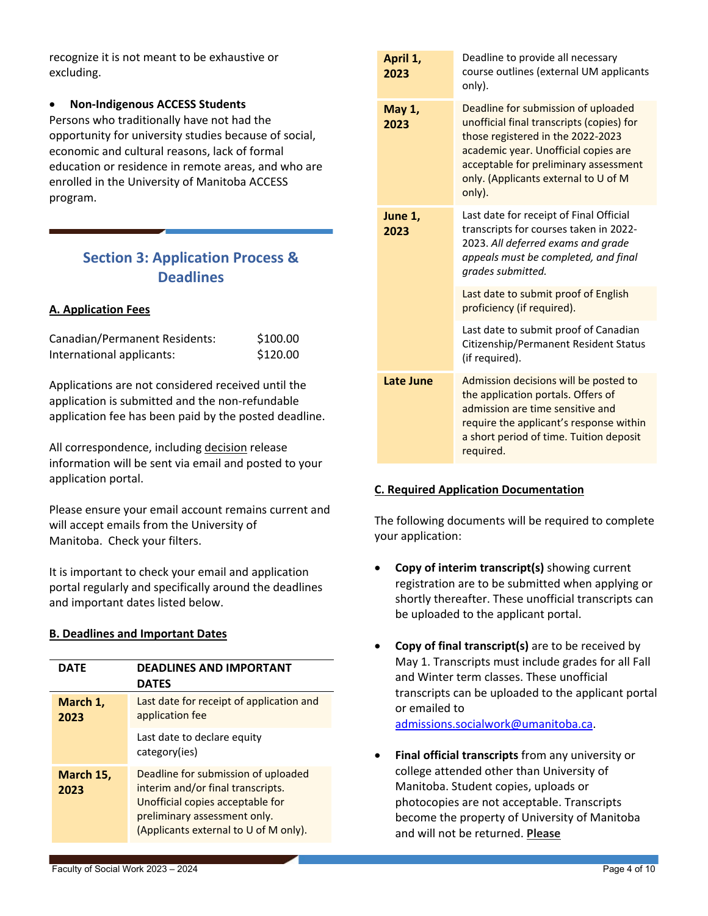recognize it is not meant to be exhaustive or excluding.

- **Non-Indigenous ACCESS Students**

Persons who traditionally have not had the opportunity for university studies because of social, economic and cultural reasons, lack of formal education or residence in remote areas, and who are enrolled in the University of Manitoba ACCESS program.

## Section 3: Application Process & Deadlines

### A. Application Fees

| | |
|---|---|
| Canadian/Permanent Residents: | $100.00 |
| International applicants: | $120.00 |

Applications are not considered received until the application is submitted and the non-refundable application fee has been paid by the posted deadline.

All correspondence, including decision release information will be sent via email and posted to your application portal.

Please ensure your email account remains current and will accept emails from the University of Manitoba. Check your filters.

It is important to check your email and application portal regularly and specifically around the deadlines and important dates listed below.

### B. Deadlines and Important Dates

| DATE | DEADLINES AND IMPORTANT DATES |
|---|---|
| **March 1, 2023** | Last date for receipt of application and application fee |
| | Last date to declare equity category(ies) |
| **March 15, 2023** | Deadline for submission of uploaded interim and/or final transcripts. Unofficial copies acceptable for preliminary assessment only. (Applicants external to U of M only). |
| **April 1, 2023** | Deadline to provide all necessary course outlines (external UM applicants only). |
| **May 1, 2023** | Deadline for submission of uploaded unofficial final transcripts (copies) for those registered in the 2022-2023 academic year. Unofficial copies are acceptable for preliminary assessment only. (Applicants external to U of M only). |
| **June 1, 2023** | Last date for receipt of Final Official transcripts for courses taken in 2022-2023. *All deferred exams and grade appeals must be completed, and final grades submitted.* |
| | Last date to submit proof of English proficiency (if required). |
| | Last date to submit proof of Canadian Citizenship/Permanent Resident Status (if required). |
| **Late June** | Admission decisions will be posted to the application portals. Offers of admission are time sensitive and require the applicant's response within a short period of time. Tuition deposit required. |

### C. Required Application Documentation

The following documents will be required to complete your application:

- **Copy of interim transcript(s)** showing current registration are to be submitted when applying or shortly thereafter. These unofficial transcripts can be uploaded to the applicant portal.

- **Copy of final transcript(s)** are to be received by May 1. Transcripts must include grades for all Fall and Winter term classes. These unofficial transcripts can be uploaded to the applicant portal or emailed to admissions.socialwork@umanitoba.ca.

- **Final official transcripts** from any university or college attended other than University of Manitoba. Student copies, uploads or photocopies are not acceptable. Transcripts become the property of University of Manitoba and will not be returned. **Please**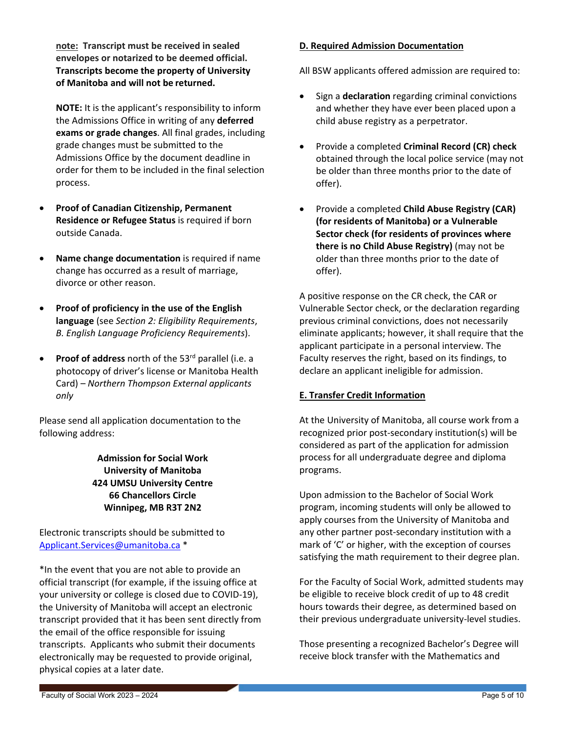**note: Transcript must be received in sealed envelopes or notarized to be deemed official. Transcripts become the property of University of Manitoba and will not be returned.**

**NOTE:** It is the applicant's responsibility to inform the Admissions Office in writing of any **deferred exams or grade changes**. All final grades, including grade changes must be submitted to the Admissions Office by the document deadline in order for them to be included in the final selection process.

- **Proof of Canadian Citizenship, Permanent Residence or Refugee Status** is required if born outside Canada.
- **Name change documentation** is required if name change has occurred as a result of marriage, divorce or other reason.
- **Proof of proficiency in the use of the English language** (see *Section 2: Eligibility Requirements*, *B. English Language Proficiency Requirements*).
- **Proof of address** north of the 53rd parallel (i.e. a photocopy of driver's license or Manitoba Health Card) – *Northern Thompson External applicants only*

Please send all application documentation to the following address:

**Admission for Social Work**
**University of Manitoba**
**424 UMSU University Centre**
**66 Chancellors Circle**
**Winnipeg, MB R3T 2N2**

Electronic transcripts should be submitted to Applicant.Services@umanitoba.ca *

*In the event that you are not able to provide an official transcript (for example, if the issuing office at your university or college is closed due to COVID-19), the University of Manitoba will accept an electronic transcript provided that it has been sent directly from the email of the office responsible for issuing transcripts. Applicants who submit their documents electronically may be requested to provide original, physical copies at a later date.

## D. Required Admission Documentation

All BSW applicants offered admission are required to:

- Sign a **declaration** regarding criminal convictions and whether they have ever been placed upon a child abuse registry as a perpetrator.
- Provide a completed **Criminal Record (CR) check** obtained through the local police service (may not be older than three months prior to the date of offer).
- Provide a completed **Child Abuse Registry (CAR) (for residents of Manitoba) or a Vulnerable Sector check (for residents of provinces where there is no Child Abuse Registry)** (may not be older than three months prior to the date of offer).

A positive response on the CR check, the CAR or Vulnerable Sector check, or the declaration regarding previous criminal convictions, does not necessarily eliminate applicants; however, it shall require that the applicant participate in a personal interview. The Faculty reserves the right, based on its findings, to declare an applicant ineligible for admission.

## E. Transfer Credit Information

At the University of Manitoba, all course work from a recognized prior post-secondary institution(s) will be considered as part of the application for admission process for all undergraduate degree and diploma programs.

Upon admission to the Bachelor of Social Work program, incoming students will only be allowed to apply courses from the University of Manitoba and any other partner post-secondary institution with a mark of 'C' or higher, with the exception of courses satisfying the math requirement to their degree plan.

For the Faculty of Social Work, admitted students may be eligible to receive block credit of up to 48 credit hours towards their degree, as determined based on their previous undergraduate university-level studies.

Those presenting a recognized Bachelor's Degree will receive block transfer with the Mathematics and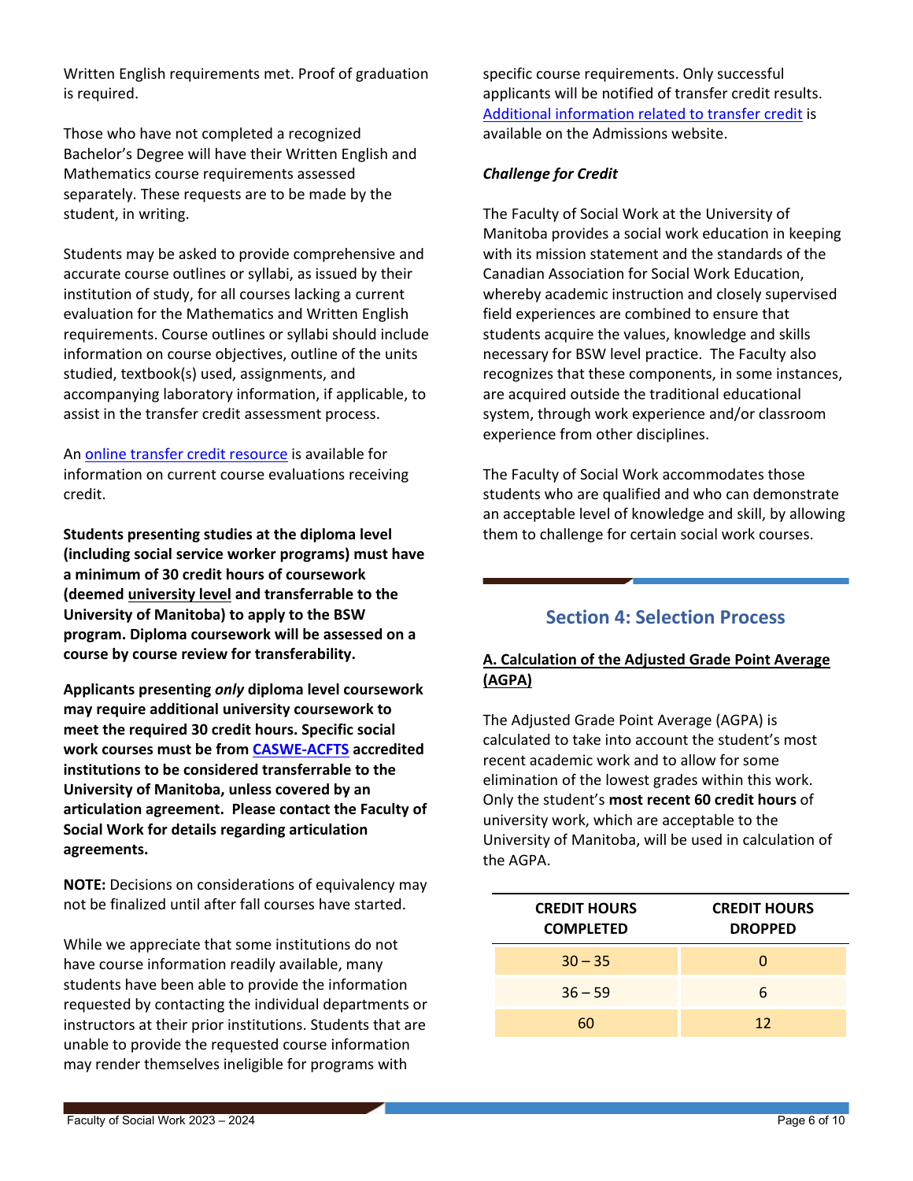Written English requirements met. Proof of graduation is required.

Those who have not completed a recognized Bachelor's Degree will have their Written English and Mathematics course requirements assessed separately. These requests are to be made by the student, in writing.

Students may be asked to provide comprehensive and accurate course outlines or syllabi, as issued by their institution of study, for all courses lacking a current evaluation for the Mathematics and Written English requirements. Course outlines or syllabi should include information on course objectives, outline of the units studied, textbook(s) used, assignments, and accompanying laboratory information, if applicable, to assist in the transfer credit assessment process.

An online transfer credit resource is available for information on current course evaluations receiving credit.

**Students presenting studies at the diploma level (including social service worker programs) must have a minimum of 30 credit hours of coursework (deemed university level and transferrable to the University of Manitoba) to apply to the BSW program. Diploma coursework will be assessed on a course by course review for transferability.**

**Applicants presenting *only* diploma level coursework may require additional university coursework to meet the required 30 credit hours. Specific social work courses must be from CASWE-ACFTS accredited institutions to be considered transferrable to the University of Manitoba, unless covered by an articulation agreement. Please contact the Faculty of Social Work for details regarding articulation agreements.**

**NOTE:** Decisions on considerations of equivalency may not be finalized until after fall courses have started.

While we appreciate that some institutions do not have course information readily available, many students have been able to provide the information requested by contacting the individual departments or instructors at their prior institutions. Students that are unable to provide the requested course information may render themselves ineligible for programs with specific course requirements. Only successful applicants will be notified of transfer credit results. Additional information related to transfer credit is available on the Admissions website.

***Challenge for Credit***

The Faculty of Social Work at the University of Manitoba provides a social work education in keeping with its mission statement and the standards of the Canadian Association for Social Work Education, whereby academic instruction and closely supervised field experiences are combined to ensure that students acquire the values, knowledge and skills necessary for BSW level practice. The Faculty also recognizes that these components, in some instances, are acquired outside the traditional educational system, through work experience and/or classroom experience from other disciplines.

The Faculty of Social Work accommodates those students who are qualified and who can demonstrate an acceptable level of knowledge and skill, by allowing them to challenge for certain social work courses.

## Section 4: Selection Process

### A. Calculation of the Adjusted Grade Point Average (AGPA)

The Adjusted Grade Point Average (AGPA) is calculated to take into account the student's most recent academic work and to allow for some elimination of the lowest grades within this work. Only the student's **most recent 60 credit hours** of university work, which are acceptable to the University of Manitoba, will be used in calculation of the AGPA.

| CREDIT HOURS COMPLETED | CREDIT HOURS DROPPED |
|---|---|
| 30 – 35 | 0 |
| 36 – 59 | 6 |
| 60 | 12 |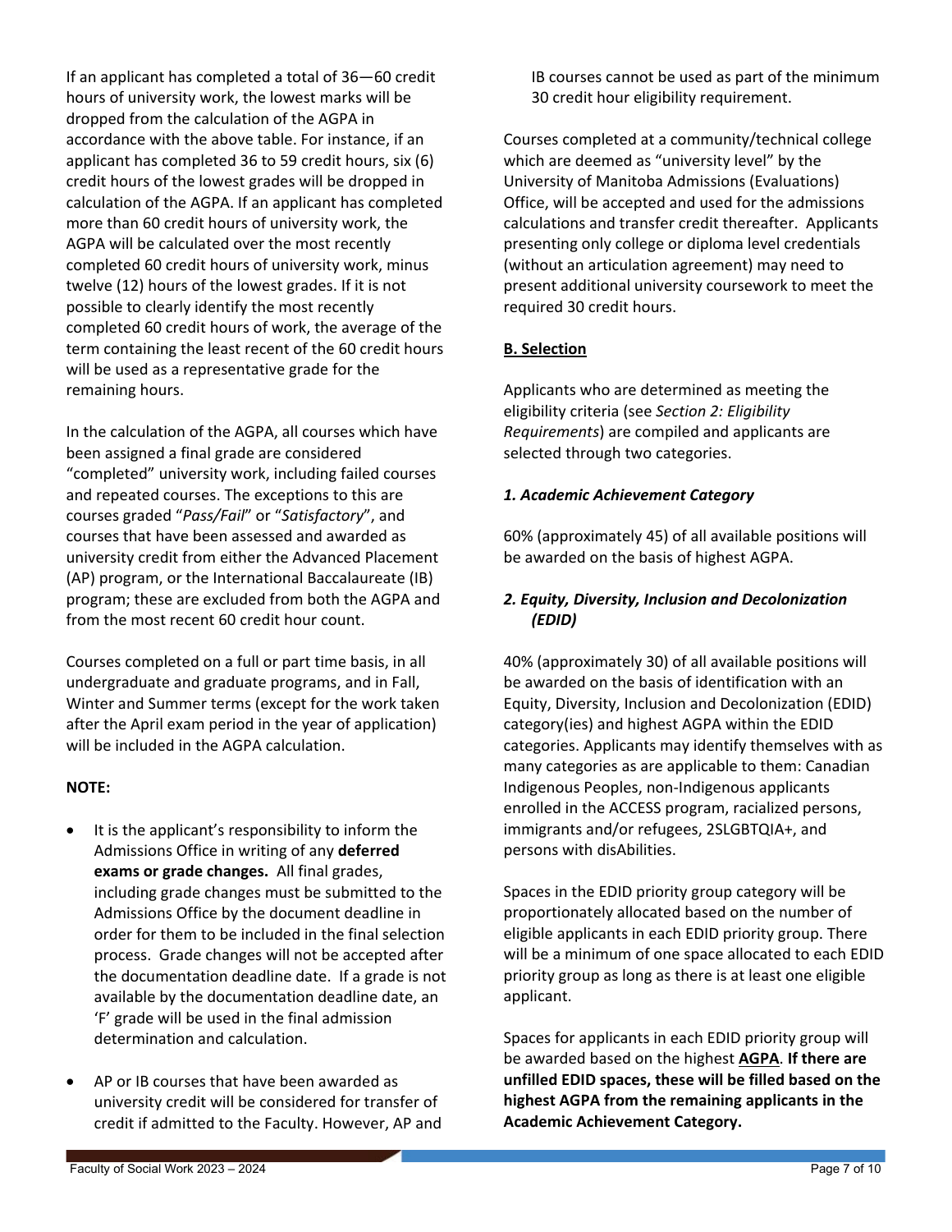If an applicant has completed a total of 36—60 credit hours of university work, the lowest marks will be dropped from the calculation of the AGPA in accordance with the above table. For instance, if an applicant has completed 36 to 59 credit hours, six (6) credit hours of the lowest grades will be dropped in calculation of the AGPA. If an applicant has completed more than 60 credit hours of university work, the AGPA will be calculated over the most recently completed 60 credit hours of university work, minus twelve (12) hours of the lowest grades. If it is not possible to clearly identify the most recently completed 60 credit hours of work, the average of the term containing the least recent of the 60 credit hours will be used as a representative grade for the remaining hours.

In the calculation of the AGPA, all courses which have been assigned a final grade are considered "completed" university work, including failed courses and repeated courses. The exceptions to this are courses graded "*Pass/Fail*" or "*Satisfactory*", and courses that have been assessed and awarded as university credit from either the Advanced Placement (AP) program, or the International Baccalaureate (IB) program; these are excluded from both the AGPA and from the most recent 60 credit hour count.

Courses completed on a full or part time basis, in all undergraduate and graduate programs, and in Fall, Winter and Summer terms (except for the work taken after the April exam period in the year of application) will be included in the AGPA calculation.

**NOTE:**

- It is the applicant's responsibility to inform the Admissions Office in writing of any **deferred exams or grade changes.** All final grades, including grade changes must be submitted to the Admissions Office by the document deadline in order for them to be included in the final selection process. Grade changes will not be accepted after the documentation deadline date. If a grade is not available by the documentation deadline date, an 'F' grade will be used in the final admission determination and calculation.
- AP or IB courses that have been awarded as university credit will be considered for transfer of credit if admitted to the Faculty. However, AP and IB courses cannot be used as part of the minimum 30 credit hour eligibility requirement.

Courses completed at a community/technical college which are deemed as "university level" by the University of Manitoba Admissions (Evaluations) Office, will be accepted and used for the admissions calculations and transfer credit thereafter. Applicants presenting only college or diploma level credentials (without an articulation agreement) may need to present additional university coursework to meet the required 30 credit hours.

## B. Selection

Applicants who are determined as meeting the eligibility criteria (see *Section 2: Eligibility Requirements*) are compiled and applicants are selected through two categories.

### *1. Academic Achievement Category*

60% (approximately 45) of all available positions will be awarded on the basis of highest AGPA.

### *2. Equity, Diversity, Inclusion and Decolonization (EDID)*

40% (approximately 30) of all available positions will be awarded on the basis of identification with an Equity, Diversity, Inclusion and Decolonization (EDID) category(ies) and highest AGPA within the EDID categories. Applicants may identify themselves with as many categories as are applicable to them: Canadian Indigenous Peoples, non-Indigenous applicants enrolled in the ACCESS program, racialized persons, immigrants and/or refugees, 2SLGBTQIA+, and persons with disAbilities.

Spaces in the EDID priority group category will be proportionately allocated based on the number of eligible applicants in each EDID priority group. There will be a minimum of one space allocated to each EDID priority group as long as there is at least one eligible applicant.

Spaces for applicants in each EDID priority group will be awarded based on the highest **AGPA**. **If there are unfilled EDID spaces, these will be filled based on the highest AGPA from the remaining applicants in the Academic Achievement Category.**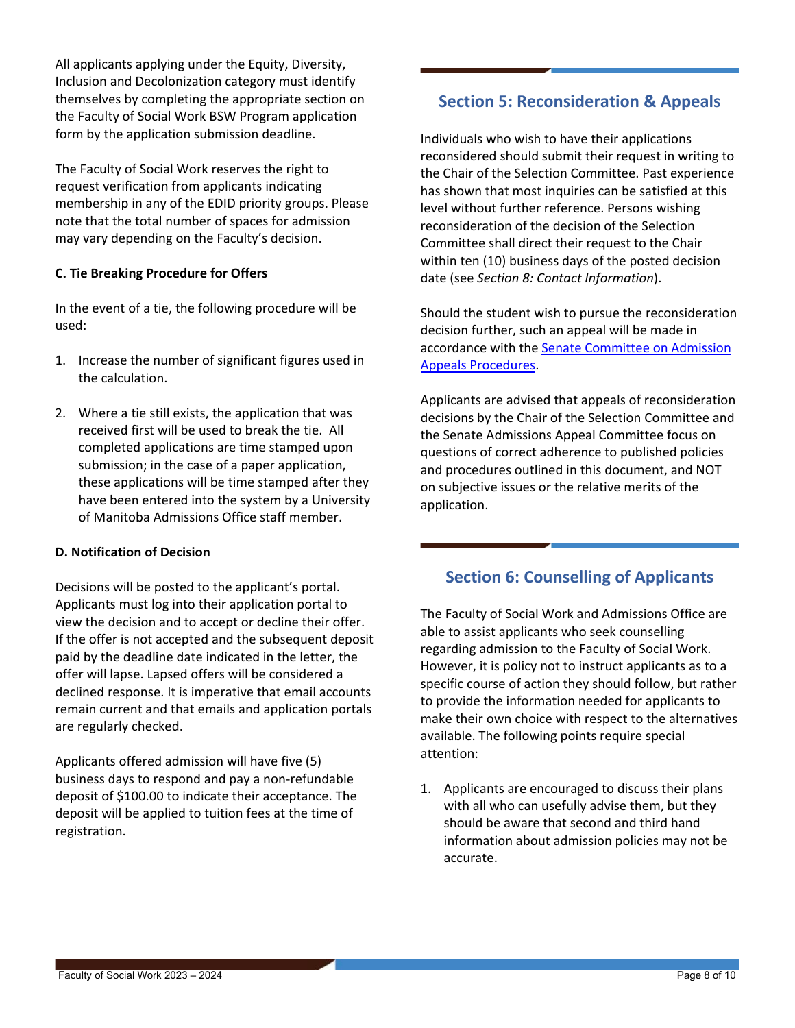All applicants applying under the Equity, Diversity, Inclusion and Decolonization category must identify themselves by completing the appropriate section on the Faculty of Social Work BSW Program application form by the application submission deadline.

The Faculty of Social Work reserves the right to request verification from applicants indicating membership in any of the EDID priority groups. Please note that the total number of spaces for admission may vary depending on the Faculty's decision.

**C. Tie Breaking Procedure for Offers**

In the event of a tie, the following procedure will be used:

1. Increase the number of significant figures used in the calculation.

2. Where a tie still exists, the application that was received first will be used to break the tie. All completed applications are time stamped upon submission; in the case of a paper application, these applications will be time stamped after they have been entered into the system by a University of Manitoba Admissions Office staff member.

**D. Notification of Decision**

Decisions will be posted to the applicant's portal. Applicants must log into their application portal to view the decision and to accept or decline their offer. If the offer is not accepted and the subsequent deposit paid by the deadline date indicated in the letter, the offer will lapse. Lapsed offers will be considered a declined response. It is imperative that email accounts remain current and that emails and application portals are regularly checked.

Applicants offered admission will have five (5) business days to respond and pay a non-refundable deposit of $100.00 to indicate their acceptance. The deposit will be applied to tuition fees at the time of registration.

## Section 5: Reconsideration & Appeals

Individuals who wish to have their applications reconsidered should submit their request in writing to the Chair of the Selection Committee. Past experience has shown that most inquiries can be satisfied at this level without further reference. Persons wishing reconsideration of the decision of the Selection Committee shall direct their request to the Chair within ten (10) business days of the posted decision date (see *Section 8: Contact Information*).

Should the student wish to pursue the reconsideration decision further, such an appeal will be made in accordance with the Senate Committee on Admission Appeals Procedures.

Applicants are advised that appeals of reconsideration decisions by the Chair of the Selection Committee and the Senate Admissions Appeal Committee focus on questions of correct adherence to published policies and procedures outlined in this document, and NOT on subjective issues or the relative merits of the application.

## Section 6: Counselling of Applicants

The Faculty of Social Work and Admissions Office are able to assist applicants who seek counselling regarding admission to the Faculty of Social Work. However, it is policy not to instruct applicants as to a specific course of action they should follow, but rather to provide the information needed for applicants to make their own choice with respect to the alternatives available. The following points require special attention:

1. Applicants are encouraged to discuss their plans with all who can usefully advise them, but they should be aware that second and third hand information about admission policies may not be accurate.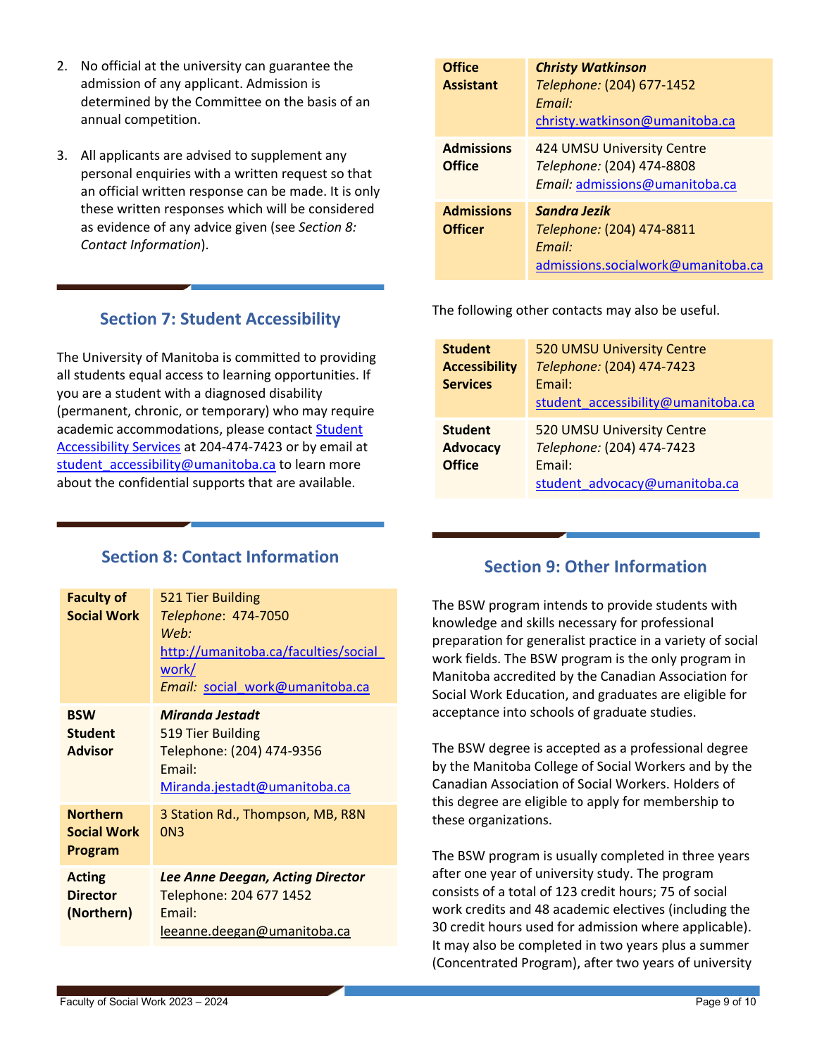2. No official at the university can guarantee the admission of any applicant. Admission is determined by the Committee on the basis of an annual competition.

3. All applicants are advised to supplement any personal enquiries with a written request so that an official written response can be made. It is only these written responses which will be considered as evidence of any advice given (see *Section 8: Contact Information*).

## Section 7: Student Accessibility

The University of Manitoba is committed to providing all students equal access to learning opportunities. If you are a student with a diagnosed disability (permanent, chronic, or temporary) who may require academic accommodations, please contact Student Accessibility Services at 204-474-7423 or by email at student_accessibility@umanitoba.ca to learn more about the confidential supports that are available.

## Section 8: Contact Information

| | |
|---|---|
| **Faculty of Social Work** | 521 Tier Building<br>*Telephone*: 474-7050<br>*Web:* http://umanitoba.ca/faculties/social_work/<br>*Email:* social_work@umanitoba.ca |
| **BSW Student Advisor** | ***Miranda Jestadt***<br>519 Tier Building<br>Telephone: (204) 474-9356<br>Email: Miranda.jestadt@umanitoba.ca |
| **Northern Social Work Program** | 3 Station Rd., Thompson, MB, R8N 0N3 |
| **Acting Director (Northern)** | ***Lee Anne Deegan, Acting Director***<br>Telephone: 204 677 1452<br>Email: leeanne.deegan@umanitoba.ca |
| **Office Assistant** | ***Christy Watkinson***<br>*Telephone:* (204) 677-1452<br>*Email:* christy.watkinson@umanitoba.ca |
| **Admissions Office** | 424 UMSU University Centre<br>*Telephone:* (204) 474-8808<br>*Email:* admissions@umanitoba.ca |
| **Admissions Officer** | ***Sandra Jezik***<br>*Telephone:* (204) 474-8811<br>*Email:* admissions.socialwork@umanitoba.ca |

The following other contacts may also be useful.

| | |
|---|---|
| **Student Accessibility Services** | 520 UMSU University Centre<br>*Telephone:* (204) 474-7423<br>Email: student_accessibility@umanitoba.ca |
| **Student Advocacy Office** | 520 UMSU University Centre<br>*Telephone:* (204) 474-7423<br>Email: student_advocacy@umanitoba.ca |

## Section 9: Other Information

The BSW program intends to provide students with knowledge and skills necessary for professional preparation for generalist practice in a variety of social work fields. The BSW program is the only program in Manitoba accredited by the Canadian Association for Social Work Education, and graduates are eligible for acceptance into schools of graduate studies.

The BSW degree is accepted as a professional degree by the Manitoba College of Social Workers and by the Canadian Association of Social Workers. Holders of this degree are eligible to apply for membership to these organizations.

The BSW program is usually completed in three years after one year of university study. The program consists of a total of 123 credit hours; 75 of social work credits and 48 academic electives (including the 30 credit hours used for admission where applicable). It may also be completed in two years plus a summer (Concentrated Program), after two years of university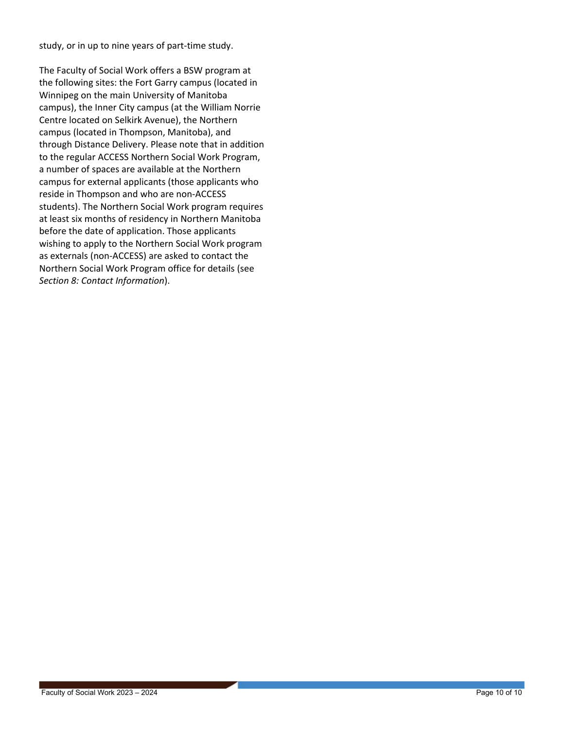study, or in up to nine years of part-time study.

The Faculty of Social Work offers a BSW program at the following sites: the Fort Garry campus (located in Winnipeg on the main University of Manitoba campus), the Inner City campus (at the William Norrie Centre located on Selkirk Avenue), the Northern campus (located in Thompson, Manitoba), and through Distance Delivery. Please note that in addition to the regular ACCESS Northern Social Work Program, a number of spaces are available at the Northern campus for external applicants (those applicants who reside in Thompson and who are non-ACCESS students). The Northern Social Work program requires at least six months of residency in Northern Manitoba before the date of application. Those applicants wishing to apply to the Northern Social Work program as externals (non-ACCESS) are asked to contact the Northern Social Work Program office for details (see *Section 8: Contact Information*).